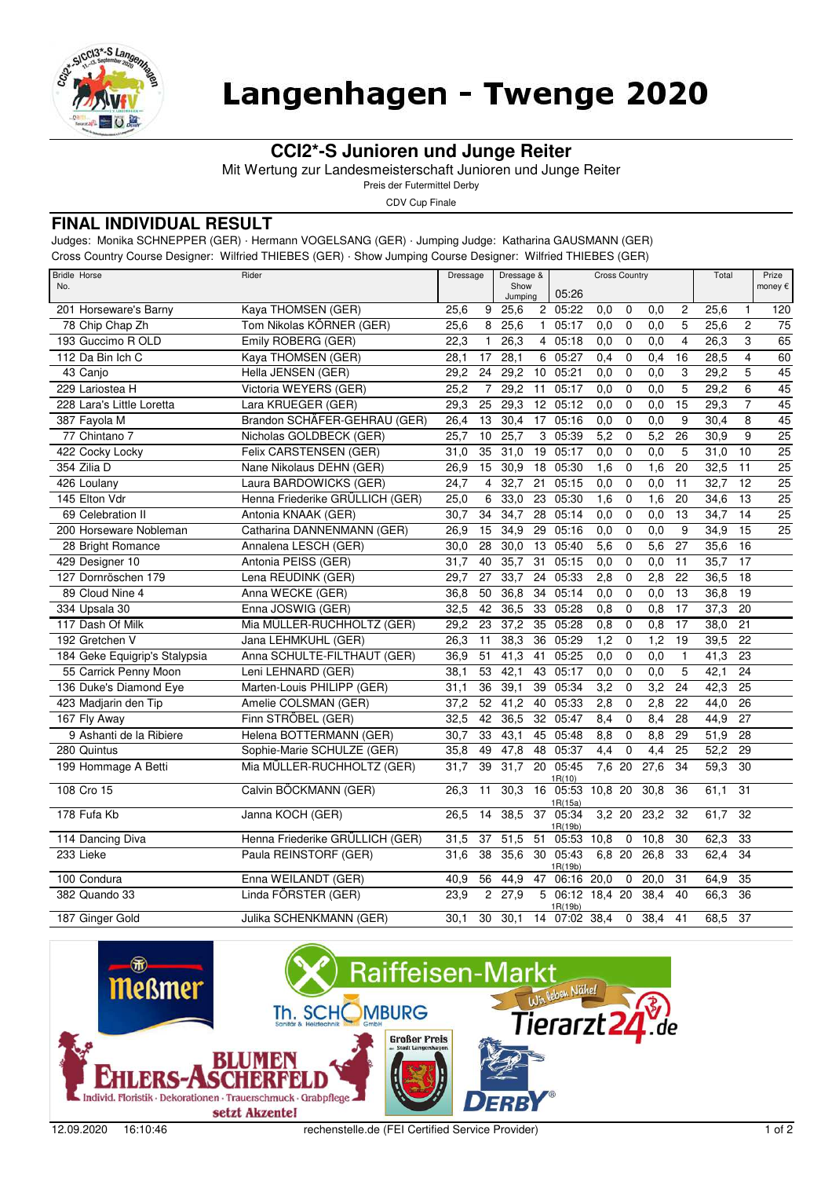# Langenhagen - Twenge 2020

## CCI2*-S Junioren und Junge Reiter

Mit Wertung zur Landesmeisterschaft Junioren und Junge Reiter

Preis der Futermittel Derby

CDV Cup Finale

## FINAL INDIVIDUAL RESULT

Judges: Monika SCHNEPPER (GER) · Hermann VOGELSANG (GER) · Jumping Judge: Katharina GAUSMANN (GER)

Cross Country Course Designer: Wilfried THIEBES (GER) · Show Jumping Course Designer: Wilfried THIEBES (GER)

| Bridle No. | Horse | Rider | Dressage | | Dressage & Show Jumping | | Cross Country 05:26 | | | | | Total | | Prize money € |
|---|---|---|---|---|---|---|---|---|---|---|---|---|---|---|
| 201 | Horseware's Barny | Kaya THOMSEN (GER) | 25,6 | 9 | 25,6 | 2 | 05:22 | 0,0 | 0 | 0,0 | 2 | 25,6 | 1 | 120 |
| 78 | Chip Chap Zh | Tom Nikolas KÖRNER (GER) | 25,6 | 8 | 25,6 | 1 | 05:17 | 0,0 | 0 | 0,0 | 5 | 25,6 | 2 | 75 |
| 193 | Guccimo R OLD | Emily ROBERG (GER) | 22,3 | 1 | 26,3 | 4 | 05:18 | 0,0 | 0 | 0,0 | 4 | 26,3 | 3 | 65 |
| 112 | Da Bin Ich C | Kaya THOMSEN (GER) | 28,1 | 17 | 28,1 | 6 | 05:27 | 0,4 | 0 | 0,4 | 16 | 28,5 | 4 | 60 |
| 43 | Canjo | Hella JENSEN (GER) | 29,2 | 24 | 29,2 | 10 | 05:21 | 0,0 | 0 | 0,0 | 3 | 29,2 | 5 | 45 |
| 229 | Lariostea H | Victoria WEYERS (GER) | 25,2 | 7 | 29,2 | 11 | 05:17 | 0,0 | 0 | 0,0 | 5 | 29,2 | 6 | 45 |
| 228 | Lara's Little Loretta | Lara KRUEGER (GER) | 29,3 | 25 | 29,3 | 12 | 05:12 | 0,0 | 0 | 0,0 | 15 | 29,3 | 7 | 45 |
| 387 | Fayola M | Brandon SCHÄFER-GEHRAU (GER) | 26,4 | 13 | 30,4 | 17 | 05:16 | 0,0 | 0 | 0,0 | 9 | 30,4 | 8 | 45 |
| 77 | Chintano 7 | Nicholas GOLDBECK (GER) | 25,7 | 10 | 25,7 | 3 | 05:39 | 5,2 | 0 | 5,2 | 26 | 30,9 | 9 | 25 |
| 422 | Cocky Locky | Felix CARSTENSEN (GER) | 31,0 | 35 | 31,0 | 19 | 05:17 | 0,0 | 0 | 0,0 | 5 | 31,0 | 10 | 25 |
| 354 | Zilia D | Nane Nikolaus DEHN (GER) | 26,9 | 15 | 30,9 | 18 | 05:30 | 1,6 | 0 | 1,6 | 20 | 32,5 | 11 | 25 |
| 426 | Loulany | Laura BARDOWICKS (GER) | 24,7 | 4 | 32,7 | 21 | 05:15 | 0,0 | 0 | 0,0 | 11 | 32,7 | 12 | 25 |
| 145 | Elton Vdr | Henna Friederike GRÜLLICH (GER) | 25,0 | 6 | 33,0 | 23 | 05:30 | 1,6 | 0 | 1,6 | 20 | 34,6 | 13 | 25 |
| 69 | Celebration II | Antonia KNAAK (GER) | 30,7 | 34 | 34,7 | 28 | 05:14 | 0,0 | 0 | 0,0 | 13 | 34,7 | 14 | 25 |
| 200 | Horseware Nobleman | Catharina DANNENMANN (GER) | 26,9 | 15 | 34,9 | 29 | 05:16 | 0,0 | 0 | 0,0 | 9 | 34,9 | 15 | 25 |
| 28 | Bright Romance | Annalena LESCH (GER) | 30,0 | 28 | 30,0 | 13 | 05:40 | 5,6 | 0 | 5,6 | 27 | 35,6 | 16 | |
| 429 | Designer 10 | Antonia PEISS (GER) | 31,7 | 40 | 35,7 | 31 | 05:15 | 0,0 | 0 | 0,0 | 11 | 35,7 | 17 | |
| 127 | Dornröschen 179 | Lena REUDINK (GER) | 29,7 | 27 | 33,7 | 24 | 05:33 | 2,8 | 0 | 2,8 | 22 | 36,5 | 18 | |
| 89 | Cloud Nine 4 | Anna WECKE (GER) | 36,8 | 50 | 36,8 | 34 | 05:14 | 0,0 | 0 | 0,0 | 13 | 36,8 | 19 | |
| 334 | Upsala 30 | Enna JOSWIG (GER) | 32,5 | 42 | 36,5 | 33 | 05:28 | 0,8 | 0 | 0,8 | 17 | 37,3 | 20 | |
| 117 | Dash Of Milk | Mia MÜLLER-RUCHHOLTZ (GER) | 29,2 | 23 | 37,2 | 35 | 05:28 | 0,8 | 0 | 0,8 | 17 | 38,0 | 21 | |
| 192 | Gretchen V | Jana LEHMKUHL (GER) | 26,3 | 11 | 38,3 | 36 | 05:29 | 1,2 | 0 | 1,2 | 19 | 39,5 | 22 | |
| 184 | Geke Equigrip's Stalypsia | Anna SCHULTE-FILTHAUT (GER) | 36,9 | 51 | 41,3 | 41 | 05:25 | 0,0 | 0 | 0,0 | 1 | 41,3 | 23 | |
| 55 | Carrick Penny Moon | Leni LEHNARD (GER) | 38,1 | 53 | 42,1 | 43 | 05:17 | 0,0 | 0 | 0,0 | 5 | 42,1 | 24 | |
| 136 | Duke's Diamond Eye | Marten-Louis PHILIPP (GER) | 31,1 | 36 | 39,1 | 39 | 05:34 | 3,2 | 0 | 3,2 | 24 | 42,3 | 25 | |
| 423 | Madjarin den Tip | Amelie COLSMAN (GER) | 37,2 | 52 | 41,2 | 40 | 05:33 | 2,8 | 0 | 2,8 | 22 | 44,0 | 26 | |
| 167 | Fly Away | Finn STRÖBEL (GER) | 32,5 | 42 | 36,5 | 32 | 05:47 | 8,4 | 0 | 8,4 | 28 | 44,9 | 27 | |
| 9 | Ashanti de la Ribiere | Helena BOTTERMANN (GER) | 30,7 | 33 | 43,1 | 45 | 05:48 | 8,8 | 0 | 8,8 | 29 | 51,9 | 28 | |
| 280 | Quintus | Sophie-Marie SCHULZE (GER) | 35,8 | 49 | 47,8 | 48 | 05:37 | 4,4 | 0 | 4,4 | 25 | 52,2 | 29 | |
| 199 | Hommage A Betti | Mia MÜLLER-RUCHHOLTZ (GER) | 31,7 | 39 | 31,7 | 20 | 05:45 1R(10) | 7,6 | 20 | 27,6 | 34 | 59,3 | 30 | |
| 108 | Cro 15 | Calvin BÖCKMANN (GER) | 26,3 | 11 | 30,3 | 16 | 05:53 1R(15a) | 10,8 | 20 | 30,8 | 36 | 61,1 | 31 | |
| 178 | Fufa Kb | Janna KOCH (GER) | 26,5 | 14 | 38,5 | 37 | 05:34 1R(19b) | 3,2 | 20 | 23,2 | 32 | 61,7 | 32 | |
| 114 | Dancing Diva | Henna Friederike GRÜLLICH (GER) | 31,5 | 37 | 51,5 | 51 | 05:53 | 10,8 | 0 | 10,8 | 30 | 62,3 | 33 | |
| 233 | Lieke | Paula REINSTORF (GER) | 31,6 | 38 | 35,6 | 30 | 05:43 1R(19b) | 6,8 | 20 | 26,8 | 33 | 62,4 | 34 | |
| 100 | Condura | Enna WEILANDT (GER) | 40,9 | 56 | 44,9 | 47 | 06:16 | 20,0 | 0 | 20,0 | 31 | 64,9 | 35 | |
| 382 | Quando 33 | Linda FÖRSTER (GER) | 23,9 | 2 | 27,9 | 5 | 06:12 1R(19b) | 18,4 | 20 | 38,4 | 40 | 66,3 | 36 | |
| 187 | Ginger Gold | Julika SCHENKMANN (GER) | 30,1 | 30 | 30,1 | 14 | 07:02 | 38,4 | 0 | 38,4 | 41 | 68,5 | 37 | |

12.09.2020 16:10:46 rechenstelle.de (FEI Certified Service Provider)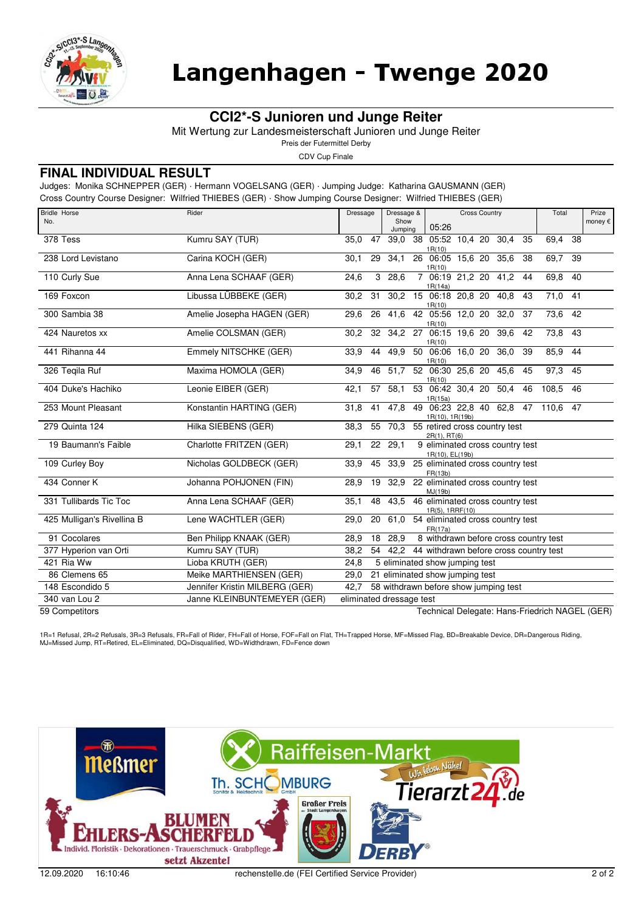# Langenhagen - Twenge 2020

## CCI2*-S Junioren und Junge Reiter

Mit Wertung zur Landesmeisterschaft Junioren und Junge Reiter

Preis der Futtermittel Derby

CDV Cup Finale

## FINAL INDIVIDUAL RESULT

Judges: Monika SCHNEPPER (GER) · Hermann VOGELSANG (GER) · Jumping Judge: Katharina GAUSMANN (GER)
Cross Country Course Designer: Wilfried THIEBES (GER) · Show Jumping Course Designer: Wilfried THIEBES (GER)

| Bridle No. | Horse | Rider | Dressage | | Dressage & Show Jumping | | Cross Country 05:26 | | | | | Total | | Prize money € |
|---|---|---|---|---|---|---|---|---|---|---|---|---|---|---|
| 378 | Tess | Kumru SAY (TUR) | 35,0 | 47 | 39,0 | 38 | 05:52 1R(10) | 10,4 | 20 | 30,4 | 35 | 69,4 | 38 | |
| 238 | Lord Levistano | Carina KOCH (GER) | 30,1 | 29 | 34,1 | 26 | 06:05 1R(10) | 15,6 | 20 | 35,6 | 38 | 69,7 | 39 | |
| 110 | Curly Sue | Anna Lena SCHAAF (GER) | 24,6 | 3 | 28,6 | 7 | 06:19 1R(14a) | 21,2 | 20 | 41,2 | 44 | 69,8 | 40 | |
| 169 | Foxcon | Libussa LÜBBEKE (GER) | 30,2 | 31 | 30,2 | 15 | 06:18 1R(10) | 20,8 | 20 | 40,8 | 43 | 71,0 | 41 | |
| 300 | Sambia 38 | Amelie Josepha HAGEN (GER) | 29,6 | 26 | 41,6 | 42 | 05:56 1R(10) | 12,0 | 20 | 32,0 | 37 | 73,6 | 42 | |
| 424 | Nauretos xx | Amelie COLSMAN (GER) | 30,2 | 32 | 34,2 | 27 | 06:15 1R(10) | 19,6 | 20 | 39,6 | 42 | 73,8 | 43 | |
| 441 | Rihanna 44 | Emmely NITSCHKE (GER) | 33,9 | 44 | 49,9 | 50 | 06:06 1R(10) | 16,0 | 20 | 36,0 | 39 | 85,9 | 44 | |
| 326 | Teqila Ruf | Maxima HOMOLA (GER) | 34,9 | 46 | 51,7 | 52 | 06:30 1R(10) | 25,6 | 20 | 45,6 | 45 | 97,3 | 45 | |
| 404 | Duke's Hachiko | Leonie EIBER (GER) | 42,1 | 57 | 58,1 | 53 | 06:42 1R(15a) | 30,4 | 20 | 50,4 | 46 | 108,5 | 46 | |
| 253 | Mount Pleasant | Konstantin HARTING (GER) | 31,8 | 41 | 47,8 | 49 | 06:23 1R(10), 1R(19b) | 22,8 | 40 | 62,8 | 47 | 110,6 | 47 | |
| 279 | Quinta 124 | Hilka SIEBENS (GER) | 38,3 | 55 | 70,3 | 55 | retired cross country test 2R(1), RT(6) | | | | | | | |
| 19 | Baumann's Faible | Charlotte FRITZEN (GER) | 29,1 | 22 | 29,1 | 9 | eliminated cross country test 1R(10), EL(19b) | | | | | | | |
| 109 | Curley Boy | Nicholas GOLDBECK (GER) | 33,9 | 45 | 33,9 | 25 | eliminated cross country test FR(13b) | | | | | | | |
| 434 | Conner K | Johanna POHJONEN (FIN) | 28,9 | 19 | 32,9 | 22 | eliminated cross country test MJ(19b) | | | | | | | |
| 331 | Tullibards Tic Toc | Anna Lena SCHAAF (GER) | 35,1 | 48 | 43,5 | 46 | eliminated cross country test 1R(5), 1RRF(10) | | | | | | | |
| 425 | Mulligan's Rivellina B | Lene WACHTLER (GER) | 29,0 | 20 | 61,0 | 54 | eliminated cross country test FR(17a) | | | | | | | |
| 91 | Cocolares | Ben Philipp KNAAK (GER) | 28,9 | 18 | 28,9 | 8 | withdrawn before cross country test | | | | | | | |
| 377 | Hyperion van Orti | Kumru SAY (TUR) | 38,2 | 54 | 42,2 | 44 | withdrawn before cross country test | | | | | | | |
| 421 | Ria Ww | Lioba KRUTH (GER) | 24,8 | 5 | eliminated show jumping test | | | | | | | | | |
| 86 | Clemens 65 | Meike MARTHIENSEN (GER) | 29,0 | 21 | eliminated show jumping test | | | | | | | | | |
| 148 | Escondido 5 | Jennifer Kristin MILBERG (GER) | 42,7 | 58 | withdrawn before show jumping test | | | | | | | | | |
| 340 | van Lou 2 | Janne KLEINBUNTEMEYER (GER) | eliminated dressage test | | | | | | | | | | | |

59 Competitors

Technical Delegate: Hans-Friedrich NAGEL (GER)

1R=1 Refusal, 2R=2 Refusals, 3R=3 Refusals, FR=Fall of Rider, FH=Fall of Horse, FOF=Fall on Flat, TH=Trapped Horse, MF=Missed Flag, BD=Breakable Device, DR=Dangerous Riding, MJ=Missed Jump, RT=Retired, EL=Eliminated, DQ=Disqualified, WD=Widthdrawn, FD=Fence down

12.09.2020 16:10:46 rechenstelle.de (FEI Certified Service Provider)